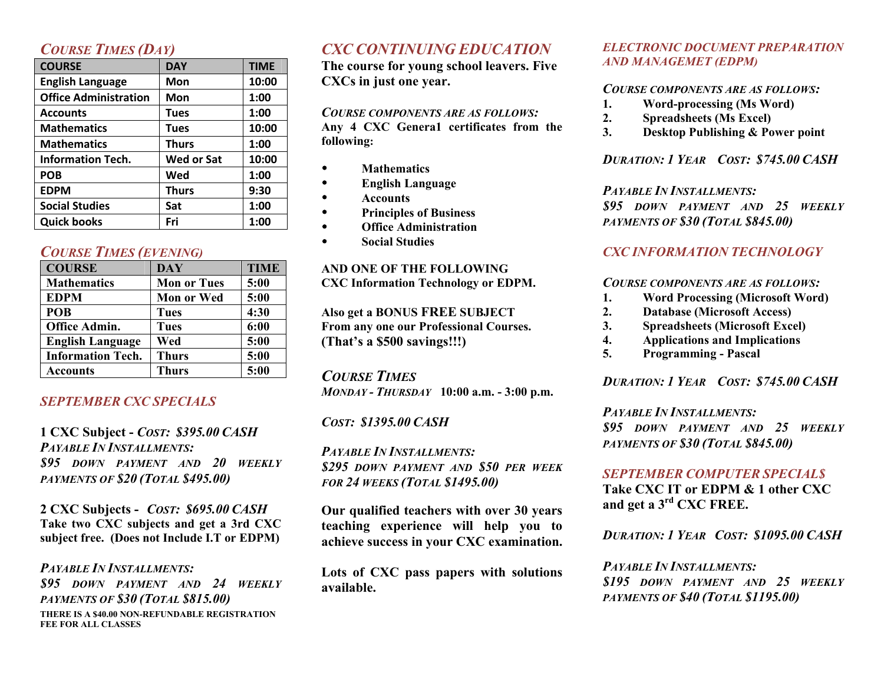## *Course Times (Day)*

| COURSE | DAY | TIME |
|---|---|---|
| English Language | Mon | 10:00 |
| Office Administration | Mon | 1:00 |
| Accounts | Tues | 1:00 |
| Mathematics | Tues | 10:00 |
| Mathematics | Thurs | 1:00 |
| Information Tech. | Wed or Sat | 10:00 |
| POB | Wed | 1:00 |
| EDPM | Thurs | 9:30 |
| Social Studies | Sat | 1:00 |
| Quick books | Fri | 1:00 |

## *Course Times (Evening)*

| COURSE | DAY | TIME |
|---|---|---|
| Mathematics | Mon or Tues | 5:00 |
| EDPM | Mon or Wed | 5:00 |
| POB | Tues | 4:30 |
| Office Admin. | Tues | 6:00 |
| English Language | Wed | 5:00 |
| Information Tech. | Thurs | 5:00 |
| Accounts | Thurs | 5:00 |

## *SEPTEMBER CXC SPECIALS*

**1 CXC Subject -** ***Cost: $395.00 CASH***
***Payable In Installments:***
***$95 down payment and 20 weekly payments of $20 (Total $495.00)***

**2 CXC Subjects -** ***Cost: $695.00 CASH***
**Take two CXC subjects and get a 3rd CXC subject free. (Does not Include I.T or EDPM)**

***Payable In Installments:***
***$95 down payment and 24 weekly payments of $30 (Total $815.00)***

**THERE IS A $40.00 NON-REFUNDABLE REGISTRATION FEE FOR ALL CLASSES**

## *CXC CONTINUING EDUCATION*

**The course for young school leavers. Five CXCs in just one year.**

***Course components are as follows:***
**Any 4 CXC Genera1 certificates from the following:**

- **Mathematics**
- **English Language**
- **Accounts**
- **Principles of Business**
- **Office Administration**
- **Social Studies**

**AND ONE OF THE FOLLOWING**
**CXC Information Technology or EDPM.**

**Also get a BONUS FREE SUBJECT**
**From any one our Professional Courses.**
**(That's a $500 savings!!!)**

***Course Times***
***Monday - Thursday*** **10:00 a.m. - 3:00 p.m.**

***Cost: $1395.00 CASH***

***Payable In Installments:***
***$295 down payment and $50 per week for 24 weeks (Total $1495.00)***

**Our qualified teachers with over 30 years teaching experience will help you to achieve success in your CXC examination.**

**Lots of CXC pass papers with solutions available.**

## *ELECTRONIC DOCUMENT PREPARATION AND MANAGEMET (EDPM)*

***Course components are as follows:***

1. **Word-processing (Ms Word)**
2. **Spreadsheets (Ms Excel)**
3. **Desktop Publishing & Power point**

***Duration: 1 Year Cost: $745.00 CASH***

***Payable In Installments:***
***$95 down payment and 25 weekly payments of $30 (Total $845.00)***

## *CXC INFORMATION TECHNOLOGY*

***Course components are as follows:***

1. **Word Processing (Microsoft Word)**
2. **Database (Microsoft Access)**
3. **Spreadsheets (Microsoft Excel)**
4. **Applications and Implications**
5. **Programming - Pascal**

***Duration: 1 Year Cost: $745.00 CASH***

***Payable In Installments:***
***$95 down payment and 25 weekly payments of $30 (Total $845.00)***

## *SEPTEMBER COMPUTER SPECIAL$*

**Take CXC IT or EDPM & 1 other CXC and get a 3rd CXC FREE.**

***Duration: 1 Year Cost: $1095.00 CASH***

***Payable In Installments:***
***$195 down payment and 25 weekly payments of $40 (Total $1195.00)***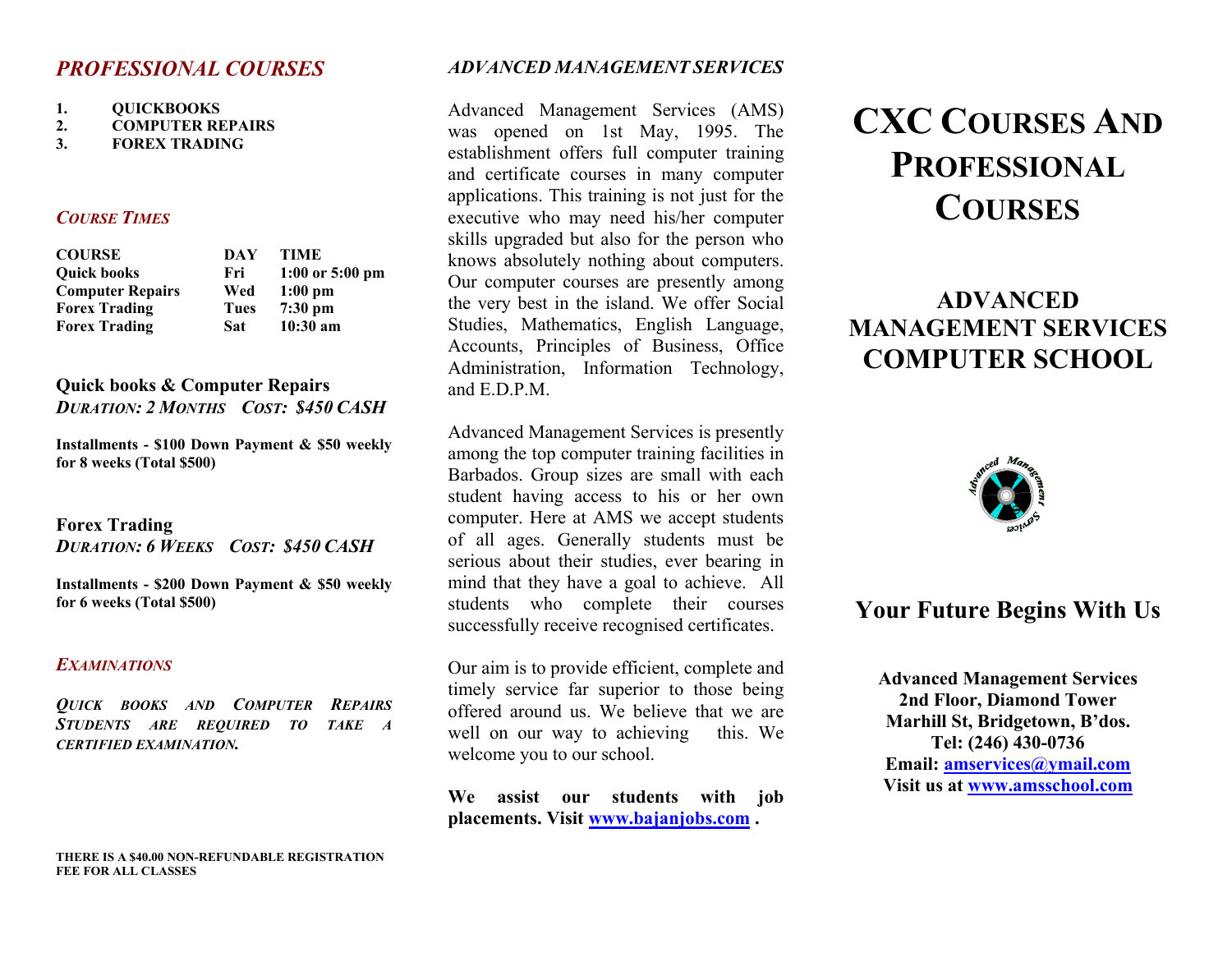## *PROFESSIONAL COURSES*

1. **QUICKBOOKS**
2. **COMPUTER REPAIRS**
3. **FOREX TRADING**

### *COURSE TIMES*

| COURSE | DAY | TIME |
|---|---|---|
| Quick books | Fri | 1:00 or 5:00 pm |
| Computer Repairs | Wed | 1:00 pm |
| Forex Trading | Tues | 7:30 pm |
| Forex Trading | Sat | 10:30 am |

**Quick books & Computer Repairs**
***DURATION: 2 MONTHS COST: $450 CASH***

**Installments - $100 Down Payment & $50 weekly for 8 weeks (Total $500)**

**Forex Trading**
***DURATION: 6 WEEKS COST: $450 CASH***

**Installments - $200 Down Payment & $50 weekly for 6 weeks (Total $500)**

### *EXAMINATIONS*

***QUICK BOOKS AND COMPUTER REPAIRS STUDENTS ARE REQUIRED TO TAKE A CERTIFIED EXAMINATION.***

**THERE IS A $40.00 NON-REFUNDABLE REGISTRATION FEE FOR ALL CLASSES**

## *ADVANCED MANAGEMENT SERVICES*

Advanced Management Services (AMS) was opened on 1st May, 1995. The establishment offers full computer training and certificate courses in many computer applications. This training is not just for the executive who may need his/her computer skills upgraded but also for the person who knows absolutely nothing about computers. Our computer courses are presently among the very best in the island. We offer Social Studies, Mathematics, English Language, Accounts, Principles of Business, Office Administration, Information Technology, and E.D.P.M.

Advanced Management Services is presently among the top computer training facilities in Barbados. Group sizes are small with each student having access to his or her own computer. Here at AMS we accept students of all ages. Generally students must be serious about their studies, ever bearing in mind that they have a goal to achieve. All students who complete their courses successfully receive recognised certificates.

Our aim is to provide efficient, complete and timely service far superior to those being offered around us. We believe that we are well on our way to achieving this. We welcome you to our school.

**We assist our students with job placements. Visit [www.bajanjobs.com](http://www.bajanjobs.com) .**

# CXC COURSES AND PROFESSIONAL COURSES

## ADVANCED MANAGEMENT SERVICES COMPUTER SCHOOL

Advanced Management Services

## Your Future Begins With Us

**Advanced Management Services**
**2nd Floor, Diamond Tower**
**Marhill St, Bridgetown, B'dos.**
**Tel: (246) 430-0736**
**Email: [amservices@ymail.com](mailto:amservices@ymail.com)**
**Visit us at [www.amsschool.com](http://www.amsschool.com)**